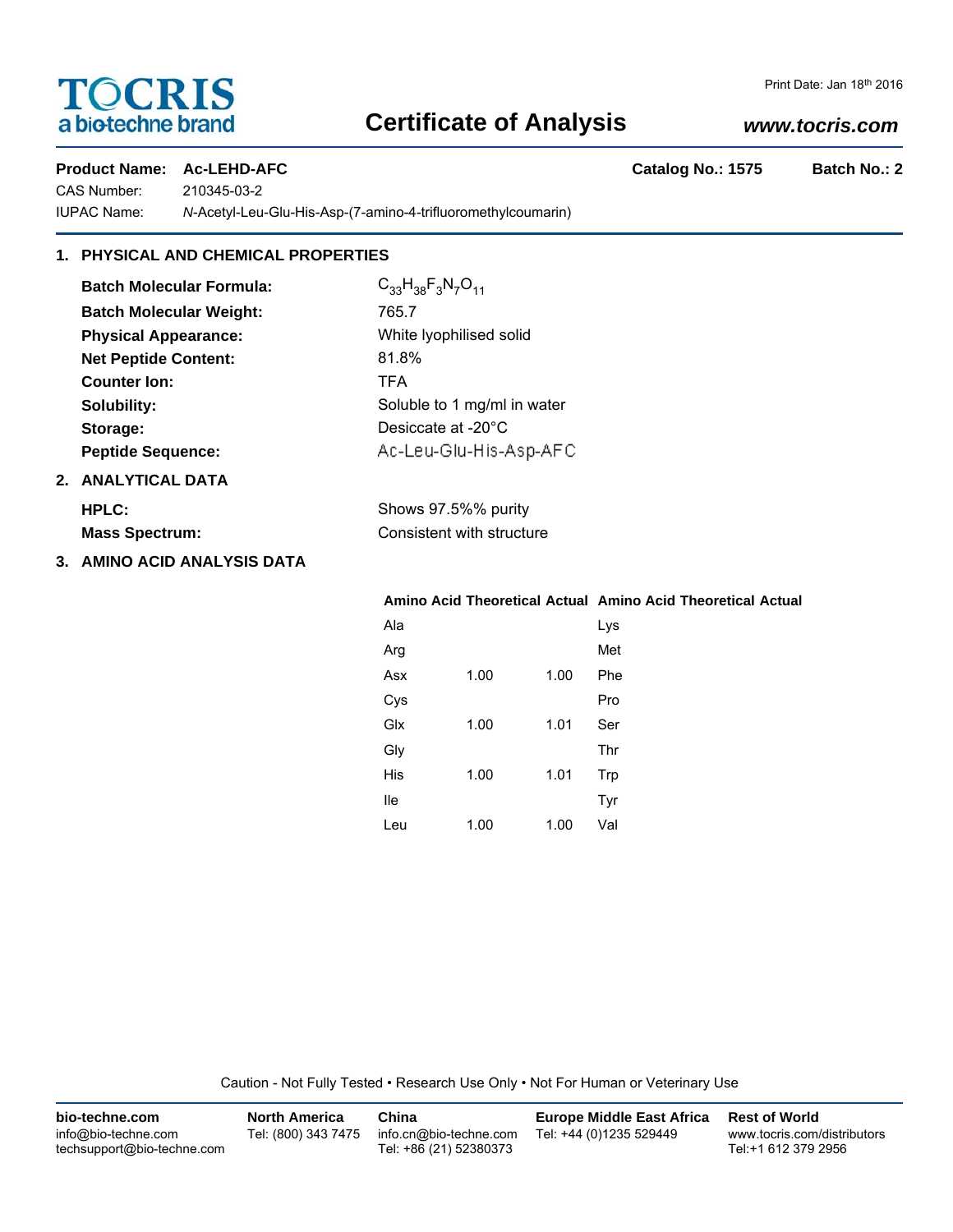TOCRIS
a biotechne brand

Print Date: Jan 18th 2016

# Certificate of Analysis

www.tocris.com

**Product Name: Ac-LEHD-AFC** **Catalog No.: 1575** **Batch No.: 2**

CAS Number: 210345-03-2

IUPAC Name: *N*-Acetyl-Leu-Glu-His-Asp-(7-amino-4-trifluoromethylcoumarin)

## 1. PHYSICAL AND CHEMICAL PROPERTIES

**Batch Molecular Formula:** $C_{33}H_{38}F_3N_7O_{11}$

**Batch Molecular Weight:** 765.7

**Physical Appearance:** White lyophilised solid

**Net Peptide Content:** 81.8%

**Counter Ion:** TFA

**Solubility:** Soluble to 1 mg/ml in water

**Storage:** Desiccate at -20°C

**Peptide Sequence:** Ac-Leu-Glu-His-Asp-AFC

## 2. ANALYTICAL DATA

**HPLC:** Shows 97.5%% purity

**Mass Spectrum:** Consistent with structure

## 3. AMINO ACID ANALYSIS DATA

| Amino Acid | Theoretical | Actual | Amino Acid | Theoretical | Actual |
|---|---|---|---|---|---|
| Ala | | | Lys | | |
| Arg | | | Met | | |
| Asx | 1.00 | 1.00 | Phe | | |
| Cys | | | Pro | | |
| Glx | 1.00 | 1.01 | Ser | | |
| Gly | | | Thr | | |
| His | 1.00 | 1.01 | Trp | | |
| Ile | | | Tyr | | |
| Leu | 1.00 | 1.00 | Val | | |

Caution - Not Fully Tested • Research Use Only • Not For Human or Veterinary Use

**bio-techne.com**
info@bio-techne.com
techsupport@bio-techne.com

**North America**
Tel: (800) 343 7475

**China**
info.cn@bio-techne.com
Tel: +86 (21) 52380373

**Europe Middle East Africa**
Tel: +44 (0)1235 529449

**Rest of World**
www.tocris.com/distributors
Tel:+1 612 379 2956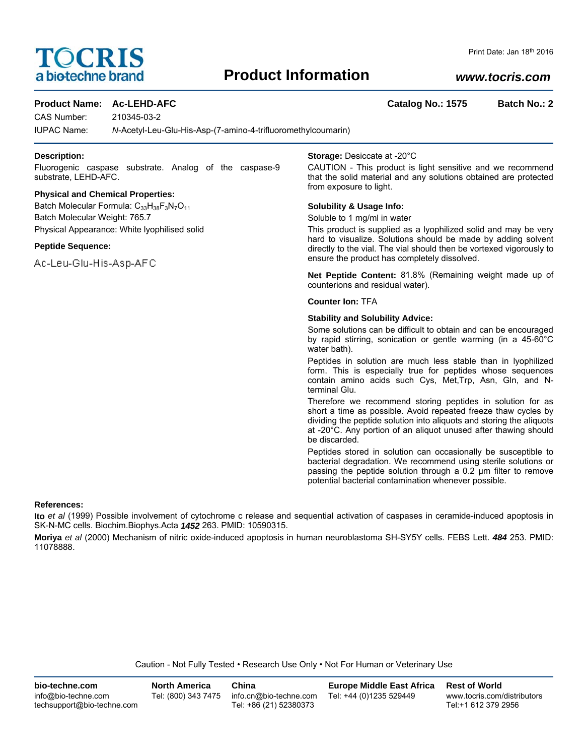# TOCRIS
a biotechne brand

Print Date: Jan 18th 2016

## Product Information

***www.tocris.com***

**Product Name: Ac-LEHD-AFC** **Catalog No.: 1575** **Batch No.: 2**

CAS Number: 210345-03-2

IUPAC Name: *N*-Acetyl-Leu-Glu-His-Asp-(7-amino-4-trifluoromethylcoumarin)

### Description:

Fluorogenic caspase substrate. Analog of the caspase-9 substrate, LEHD-AFC.

### Physical and Chemical Properties:

Batch Molecular Formula: $C_{33}H_{38}F_3N_7O_{11}$

Batch Molecular Weight: 765.7

Physical Appearance: White lyophilised solid

### Peptide Sequence:

Ac-Leu-Glu-His-Asp-AFC

**Storage:** Desiccate at -20°C

CAUTION - This product is light sensitive and we recommend that the solid material and any solutions obtained are protected from exposure to light.

### Solubility & Usage Info:

Soluble to 1 mg/ml in water

This product is supplied as a lyophilized solid and may be very hard to visualize. Solutions should be made by adding solvent directly to the vial. The vial should then be vortexed vigorously to ensure the product has completely dissolved.

**Net Peptide Content:** 81.8% (Remaining weight made up of counterions and residual water).

**Counter Ion:** TFA

### Stability and Solubility Advice:

Some solutions can be difficult to obtain and can be encouraged by rapid stirring, sonication or gentle warming (in a 45-60°C water bath).

Peptides in solution are much less stable than in lyophilized form. This is especially true for peptides whose sequences contain amino acids such Cys, Met,Trp, Asn, Gln, and N-terminal Glu.

Therefore we recommend storing peptides in solution for as short a time as possible. Avoid repeated freeze thaw cycles by dividing the peptide solution into aliquots and storing the aliquots at -20°C. Any portion of an aliquot unused after thawing should be discarded.

Peptides stored in solution can occasionally be susceptible to bacterial degradation. We recommend using sterile solutions or passing the peptide solution through a 0.2 μm filter to remove potential bacterial contamination whenever possible.

### References:

**Ito** *et al* (1999) Possible involvement of cytochrome c release and sequential activation of caspases in ceramide-induced apoptosis in SK-N-MC cells. Biochim.Biophys.Acta ***1452*** 263. PMID: 10590315.

**Moriya** *et al* (2000) Mechanism of nitric oxide-induced apoptosis in human neuroblastoma SH-SY5Y cells. FEBS Lett. ***484*** 253. PMID: 11078888.

Caution - Not Fully Tested • Research Use Only • Not For Human or Veterinary Use

**bio-techne.com**
info@bio-techne.com
techsupport@bio-techne.com

**North America**
Tel: (800) 343 7475

**China**
info.cn@bio-techne.com
Tel: +86 (21) 52380373

**Europe Middle East Africa**
Tel: +44 (0)1235 529449

**Rest of World**
www.tocris.com/distributors
Tel:+1 612 379 2956